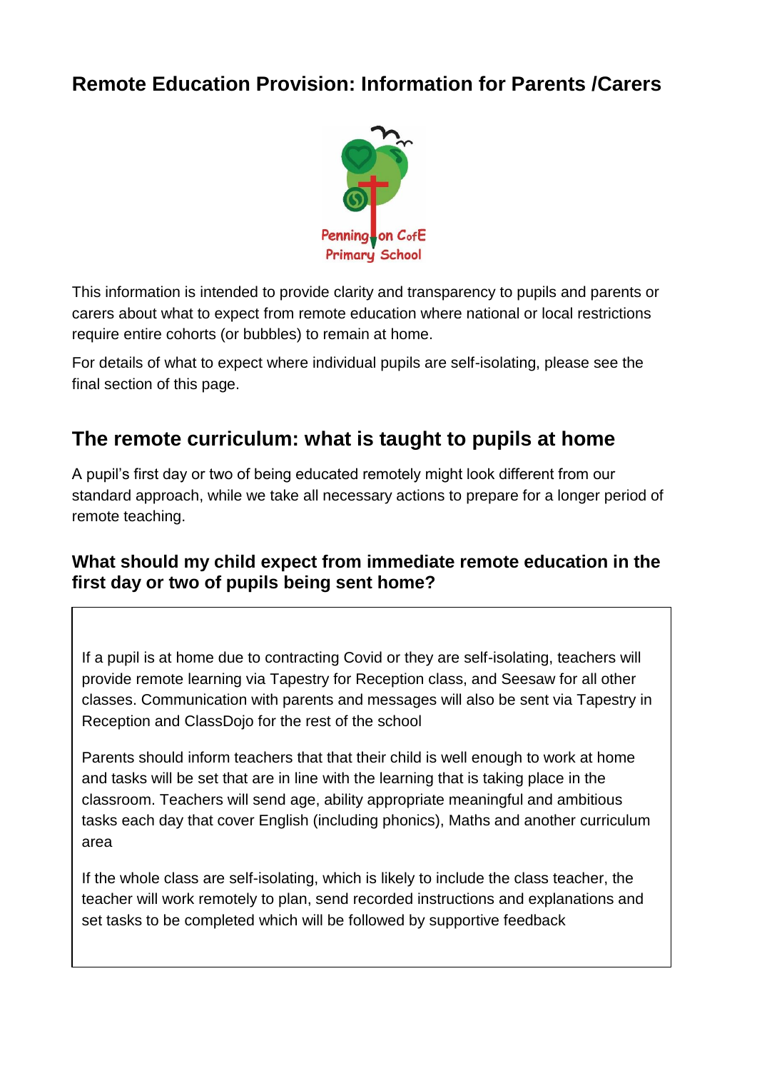# Remote Education Provision: Information for Parents /Carers

This information is intended to provide clarity and transparency to pupils and parents or carers about what to expect from remote education where national or local restrictions require entire cohorts (or bubbles) to remain at home.

For details of what to expect where individual pupils are self-isolating, please see the final section of this page.

## The remote curriculum: what is taught to pupils at home

A pupil's first day or two of being educated remotely might look different from our standard approach, while we take all necessary actions to prepare for a longer period of remote teaching.

### What should my child expect from immediate remote education in the first day or two of pupils being sent home?

If a pupil is at home due to contracting Covid or they are self-isolating, teachers will provide remote learning via Tapestry for Reception class, and Seesaw for all other classes. Communication with parents and messages will also be sent via Tapestry in Reception and ClassDojo for the rest of the school

Parents should inform teachers that that their child is well enough to work at home and tasks will be set that are in line with the learning that is taking place in the classroom. Teachers will send age, ability appropriate meaningful and ambitious tasks each day that cover English (including phonics), Maths and another curriculum area

If the whole class are self-isolating, which is likely to include the class teacher, the teacher will work remotely to plan, send recorded instructions and explanations and set tasks to be completed which will be followed by supportive feedback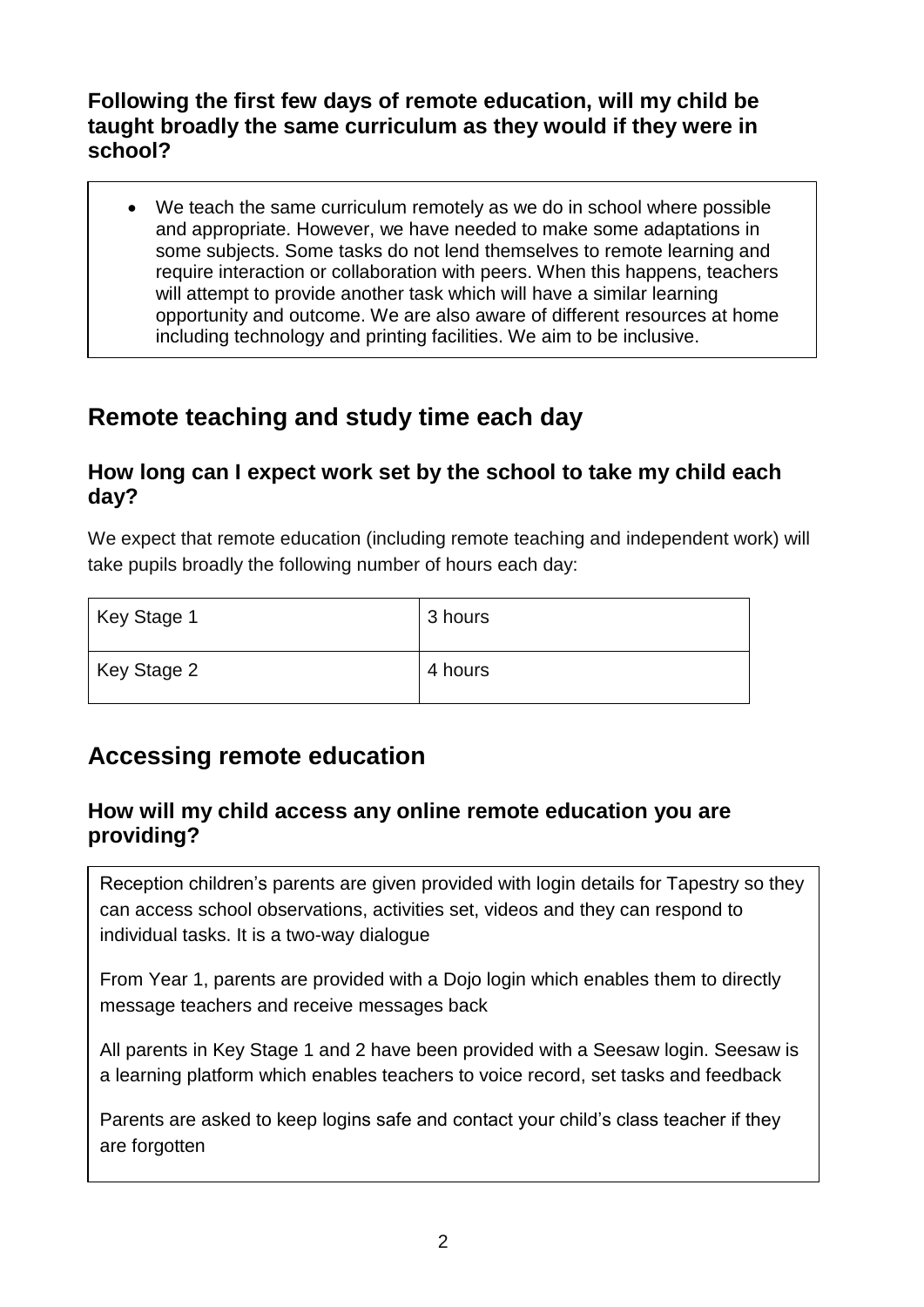### Following the first few days of remote education, will my child be taught broadly the same curriculum as they would if they were in school?

- We teach the same curriculum remotely as we do in school where possible and appropriate. However, we have needed to make some adaptations in some subjects. Some tasks do not lend themselves to remote learning and require interaction or collaboration with peers. When this happens, teachers will attempt to provide another task which will have a similar learning opportunity and outcome. We are also aware of different resources at home including technology and printing facilities. We aim to be inclusive.

## Remote teaching and study time each day

### How long can I expect work set by the school to take my child each day?

We expect that remote education (including remote teaching and independent work) will take pupils broadly the following number of hours each day:

| Key Stage 1 | 3 hours |
|---|---|
| Key Stage 2 | 4 hours |

## Accessing remote education

### How will my child access any online remote education you are providing?

Reception children's parents are given provided with login details for Tapestry so they can access school observations, activities set, videos and they can respond to individual tasks. It is a two-way dialogue

From Year 1, parents are provided with a Dojo login which enables them to directly message teachers and receive messages back

All parents in Key Stage 1 and 2 have been provided with a Seesaw login. Seesaw is a learning platform which enables teachers to voice record, set tasks and feedback

Parents are asked to keep logins safe and contact your child's class teacher if they are forgotten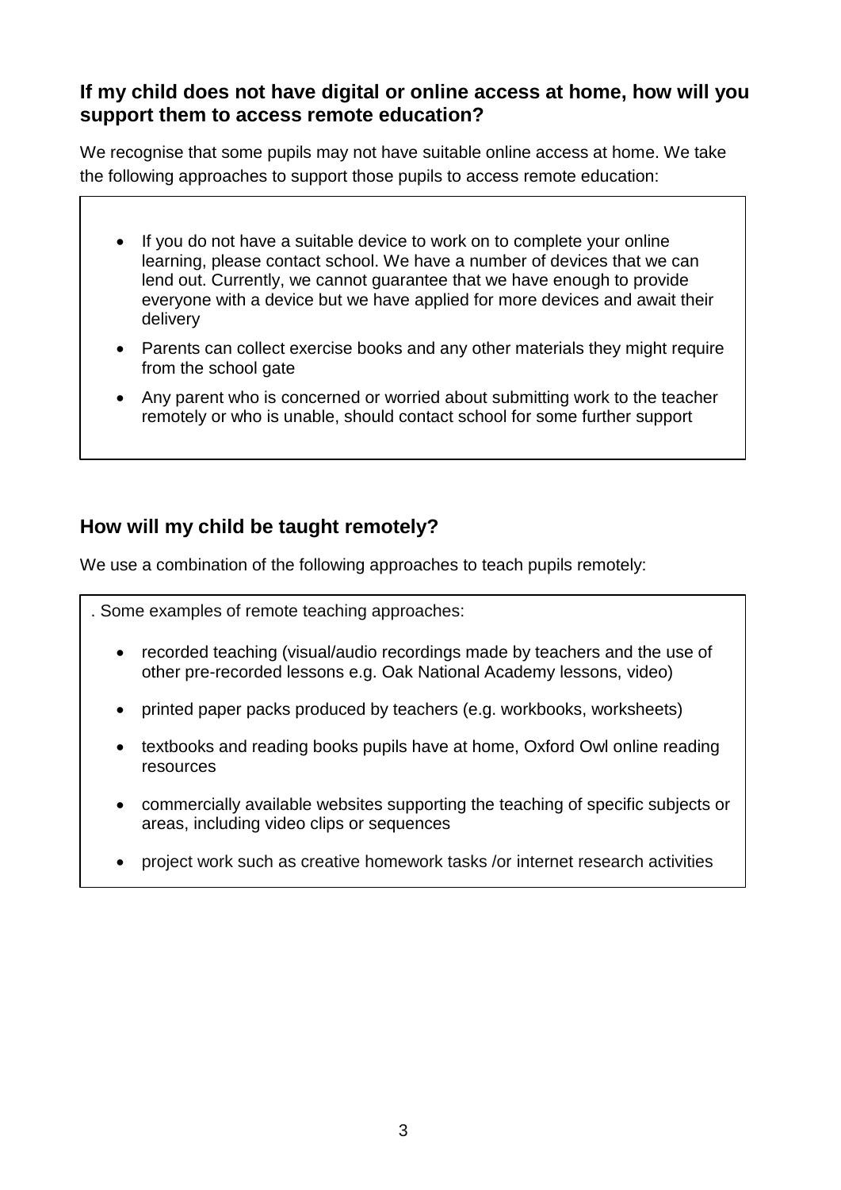## If my child does not have digital or online access at home, how will you support them to access remote education?

We recognise that some pupils may not have suitable online access at home. We take the following approaches to support those pupils to access remote education:

- If you do not have a suitable device to work on to complete your online learning, please contact school. We have a number of devices that we can lend out. Currently, we cannot guarantee that we have enough to provide everyone with a device but we have applied for more devices and await their delivery
- Parents can collect exercise books and any other materials they might require from the school gate
- Any parent who is concerned or worried about submitting work to the teacher remotely or who is unable, should contact school for some further support

## How will my child be taught remotely?

We use a combination of the following approaches to teach pupils remotely:

. Some examples of remote teaching approaches:

- recorded teaching (visual/audio recordings made by teachers and the use of other pre-recorded lessons e.g. Oak National Academy lessons, video)
- printed paper packs produced by teachers (e.g. workbooks, worksheets)
- textbooks and reading books pupils have at home, Oxford Owl online reading resources
- commercially available websites supporting the teaching of specific subjects or areas, including video clips or sequences
- project work such as creative homework tasks /or internet research activities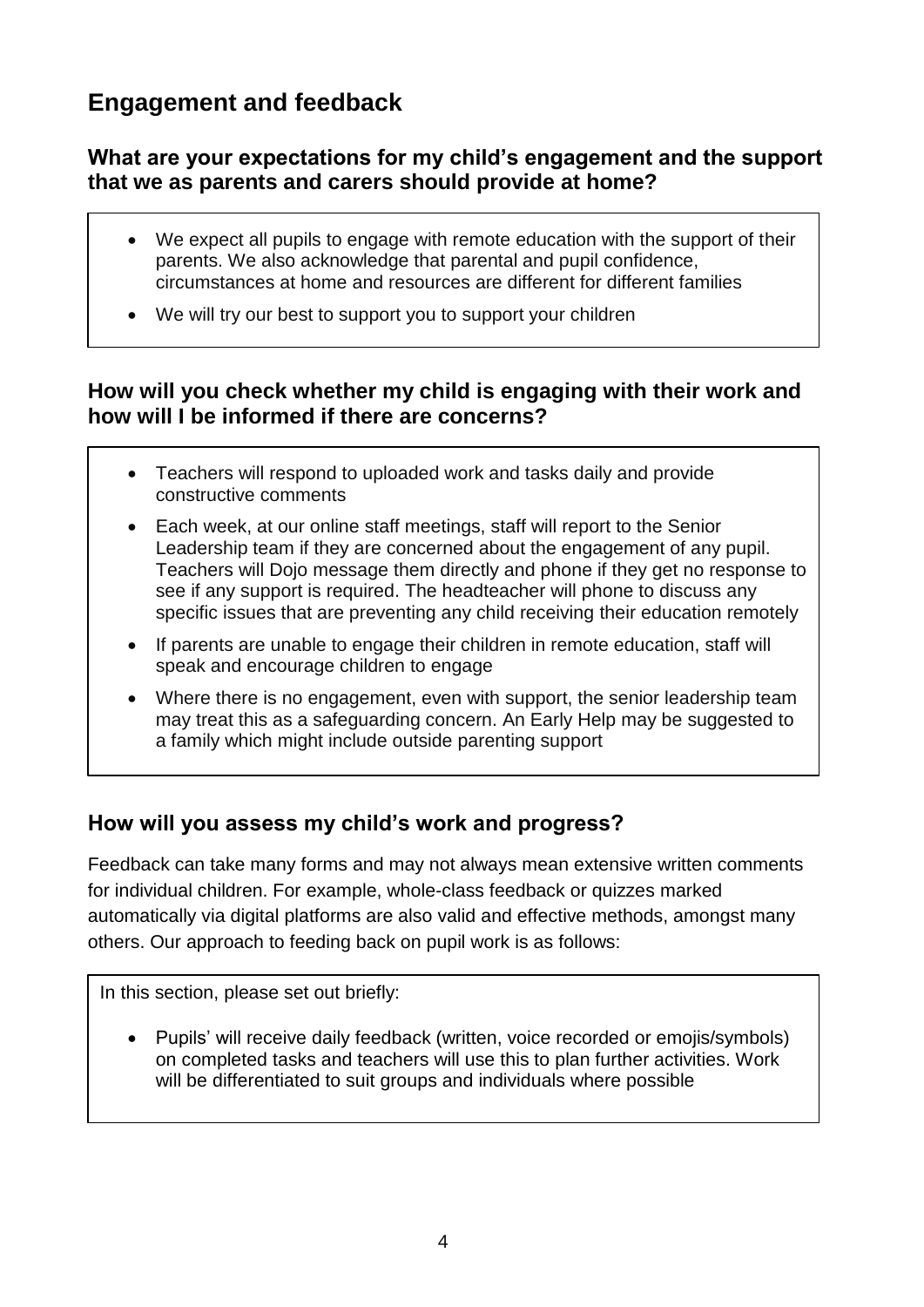## Engagement and feedback

### What are your expectations for my child's engagement and the support that we as parents and carers should provide at home?

- We expect all pupils to engage with remote education with the support of their parents. We also acknowledge that parental and pupil confidence, circumstances at home and resources are different for different families
- We will try our best to support you to support your children

### How will you check whether my child is engaging with their work and how will I be informed if there are concerns?

- Teachers will respond to uploaded work and tasks daily and provide constructive comments
- Each week, at our online staff meetings, staff will report to the Senior Leadership team if they are concerned about the engagement of any pupil. Teachers will Dojo message them directly and phone if they get no response to see if any support is required. The headteacher will phone to discuss any specific issues that are preventing any child receiving their education remotely
- If parents are unable to engage their children in remote education, staff will speak and encourage children to engage
- Where there is no engagement, even with support, the senior leadership team may treat this as a safeguarding concern. An Early Help may be suggested to a family which might include outside parenting support

### How will you assess my child's work and progress?

Feedback can take many forms and may not always mean extensive written comments for individual children. For example, whole-class feedback or quizzes marked automatically via digital platforms are also valid and effective methods, amongst many others. Our approach to feeding back on pupil work is as follows:

In this section, please set out briefly:

- Pupils' will receive daily feedback (written, voice recorded or emojis/symbols) on completed tasks and teachers will use this to plan further activities. Work will be differentiated to suit groups and individuals where possible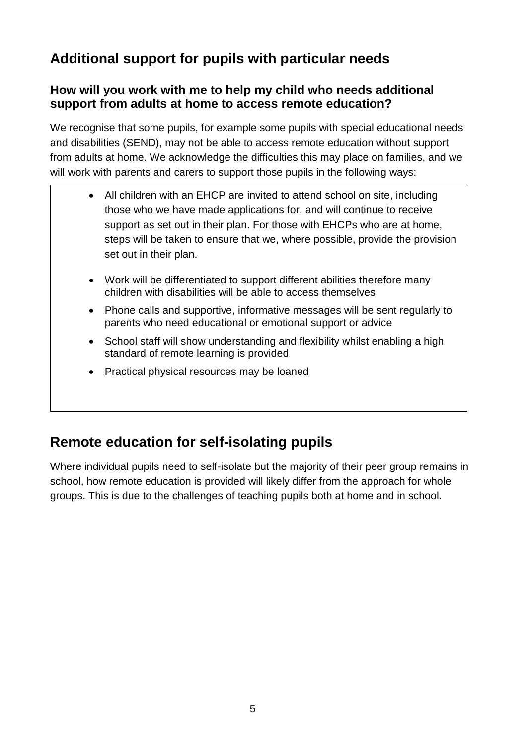## Additional support for pupils with particular needs

### How will you work with me to help my child who needs additional support from adults at home to access remote education?

We recognise that some pupils, for example some pupils with special educational needs and disabilities (SEND), may not be able to access remote education without support from adults at home. We acknowledge the difficulties this may place on families, and we will work with parents and carers to support those pupils in the following ways:

- All children with an EHCP are invited to attend school on site, including those who we have made applications for, and will continue to receive support as set out in their plan. For those with EHCPs who are at home, steps will be taken to ensure that we, where possible, provide the provision set out in their plan.
- Work will be differentiated to support different abilities therefore many children with disabilities will be able to access themselves
- Phone calls and supportive, informative messages will be sent regularly to parents who need educational or emotional support or advice
- School staff will show understanding and flexibility whilst enabling a high standard of remote learning is provided
- Practical physical resources may be loaned

## Remote education for self-isolating pupils

Where individual pupils need to self-isolate but the majority of their peer group remains in school, how remote education is provided will likely differ from the approach for whole groups. This is due to the challenges of teaching pupils both at home and in school.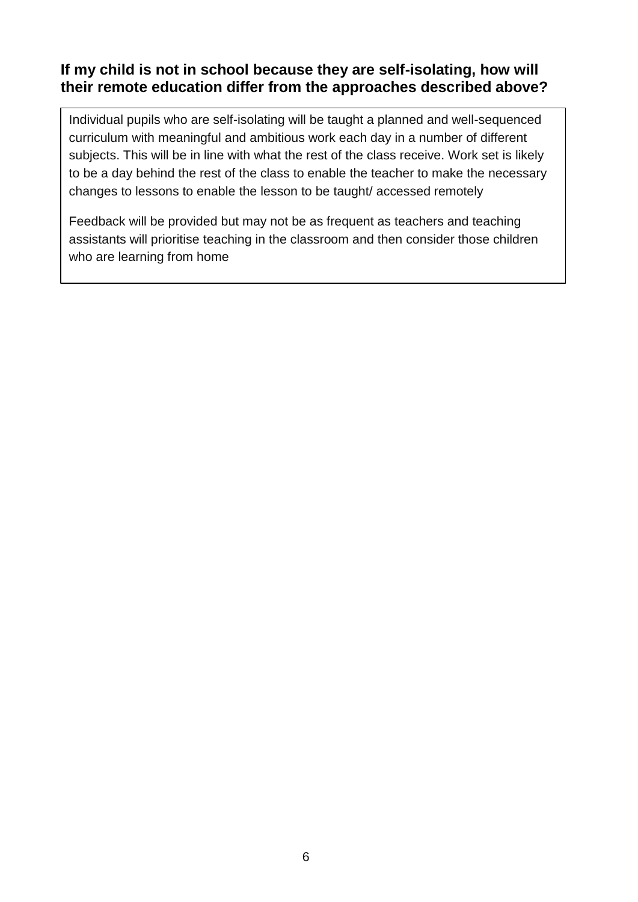### If my child is not in school because they are self-isolating, how will their remote education differ from the approaches described above?

Individual pupils who are self-isolating will be taught a planned and well-sequenced curriculum with meaningful and ambitious work each day in a number of different subjects. This will be in line with what the rest of the class receive. Work set is likely to be a day behind the rest of the class to enable the teacher to make the necessary changes to lessons to enable the lesson to be taught/ accessed remotely

Feedback will be provided but may not be as frequent as teachers and teaching assistants will prioritise teaching in the classroom and then consider those children who are learning from home